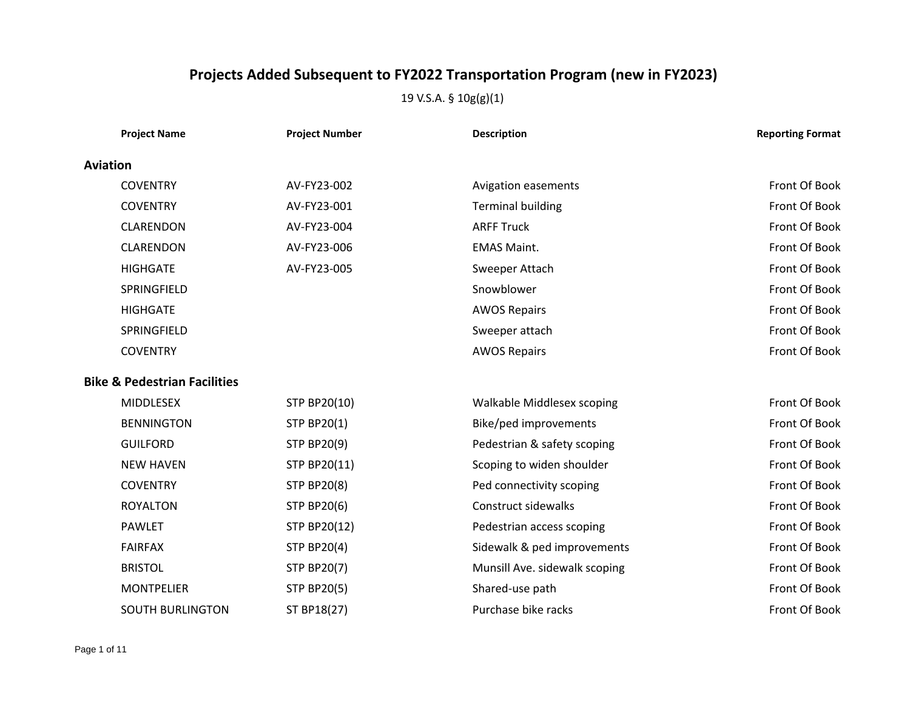# Projects Added Subsequent to FY2022 Transportation Program (new in FY2023)

19 V.S.A. § 10g(g)(1)

| Project Name | Project Number | Description | Reporting Format |
|---|---|---|---|
| **Aviation** | | | |
| COVENTRY | AV-FY23-002 | Avigation easements | Front Of Book |
| COVENTRY | AV-FY23-001 | Terminal building | Front Of Book |
| CLARENDON | AV-FY23-004 | ARFF Truck | Front Of Book |
| CLARENDON | AV-FY23-006 | EMAS Maint. | Front Of Book |
| HIGHGATE | AV-FY23-005 | Sweeper Attach | Front Of Book |
| SPRINGFIELD | | Snowblower | Front Of Book |
| HIGHGATE | | AWOS Repairs | Front Of Book |
| SPRINGFIELD | | Sweeper attach | Front Of Book |
| COVENTRY | | AWOS Repairs | Front Of Book |
| **Bike & Pedestrian Facilities** | | | |
| MIDDLESEX | STP BP20(10) | Walkable Middlesex scoping | Front Of Book |
| BENNINGTON | STP BP20(1) | Bike/ped improvements | Front Of Book |
| GUILFORD | STP BP20(9) | Pedestrian & safety scoping | Front Of Book |
| NEW HAVEN | STP BP20(11) | Scoping to widen shoulder | Front Of Book |
| COVENTRY | STP BP20(8) | Ped connectivity scoping | Front Of Book |
| ROYALTON | STP BP20(6) | Construct sidewalks | Front Of Book |
| PAWLET | STP BP20(12) | Pedestrian access scoping | Front Of Book |
| FAIRFAX | STP BP20(4) | Sidewalk & ped improvements | Front Of Book |
| BRISTOL | STP BP20(7) | Munsill Ave. sidewalk scoping | Front Of Book |
| MONTPELIER | STP BP20(5) | Shared-use path | Front Of Book |
| SOUTH BURLINGTON | ST BP18(27) | Purchase bike racks | Front Of Book |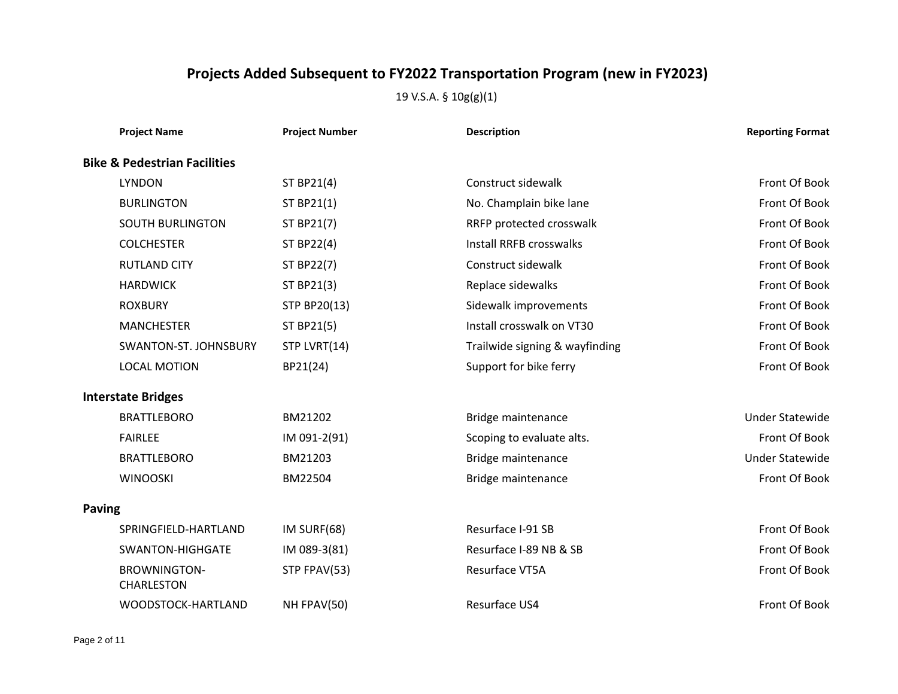# Projects Added Subsequent to FY2022 Transportation Program (new in FY2023)

19 V.S.A. § 10g(g)(1)

| Project Name | Project Number | Description | Reporting Format |
|---|---|---|---|
| **Bike & Pedestrian Facilities** | | | |
| LYNDON | ST BP21(4) | Construct sidewalk | Front Of Book |
| BURLINGTON | ST BP21(1) | No. Champlain bike lane | Front Of Book |
| SOUTH BURLINGTON | ST BP21(7) | RRFP protected crosswalk | Front Of Book |
| COLCHESTER | ST BP22(4) | Install RRFB crosswalks | Front Of Book |
| RUTLAND CITY | ST BP22(7) | Construct sidewalk | Front Of Book |
| HARDWICK | ST BP21(3) | Replace sidewalks | Front Of Book |
| ROXBURY | STP BP20(13) | Sidewalk improvements | Front Of Book |
| MANCHESTER | ST BP21(5) | Install crosswalk on VT30 | Front Of Book |
| SWANTON-ST. JOHNSBURY | STP LVRT(14) | Trailwide signing & wayfinding | Front Of Book |
| LOCAL MOTION | BP21(24) | Support for bike ferry | Front Of Book |
| **Interstate Bridges** | | | |
| BRATTLEBORO | BM21202 | Bridge maintenance | Under Statewide |
| FAIRLEE | IM 091-2(91) | Scoping to evaluate alts. | Front Of Book |
| BRATTLEBORO | BM21203 | Bridge maintenance | Under Statewide |
| WINOOSKI | BM22504 | Bridge maintenance | Front Of Book |
| **Paving** | | | |
| SPRINGFIELD-HARTLAND | IM SURF(68) | Resurface I-91 SB | Front Of Book |
| SWANTON-HIGHGATE | IM 089-3(81) | Resurface I-89 NB & SB | Front Of Book |
| BROWNINGTON-CHARLESTON | STP FPAV(53) | Resurface VT5A | Front Of Book |
| WOODSTOCK-HARTLAND | NH FPAV(50) | Resurface US4 | Front Of Book |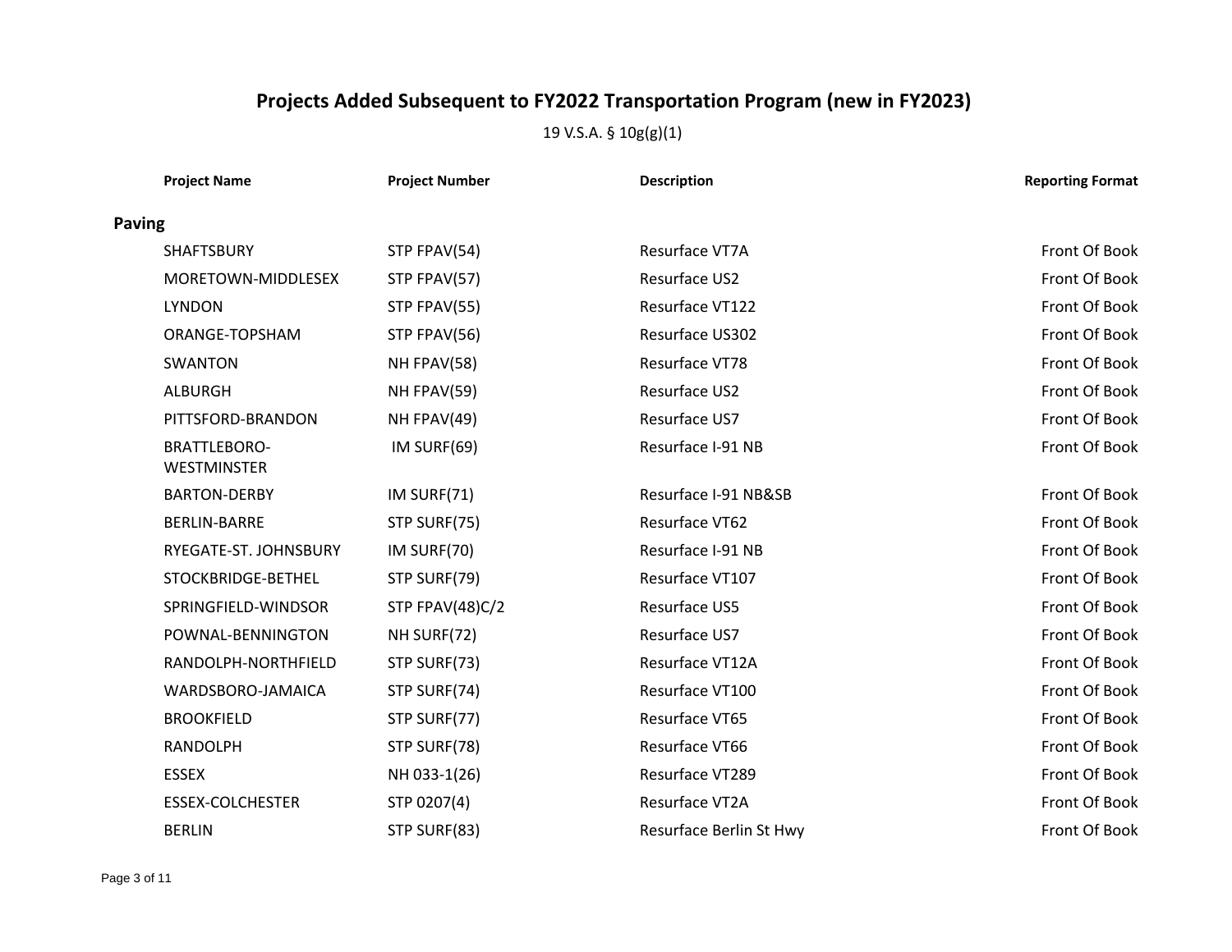# Projects Added Subsequent to FY2022 Transportation Program (new in FY2023)

19 V.S.A. § 10g(g)(1)

| Project Name | Project Number | Description | Reporting Format |
|---|---|---|---|
| **Paving** | | | |
| SHAFTSBURY | STP FPAV(54) | Resurface VT7A | Front Of Book |
| MORETOWN-MIDDLESEX | STP FPAV(57) | Resurface US2 | Front Of Book |
| LYNDON | STP FPAV(55) | Resurface VT122 | Front Of Book |
| ORANGE-TOPSHAM | STP FPAV(56) | Resurface US302 | Front Of Book |
| SWANTON | NH FPAV(58) | Resurface VT78 | Front Of Book |
| ALBURGH | NH FPAV(59) | Resurface US2 | Front Of Book |
| PITTSFORD-BRANDON | NH FPAV(49) | Resurface US7 | Front Of Book |
| BRATTLEBORO-WESTMINSTER | IM SURF(69) | Resurface I-91 NB | Front Of Book |
| BARTON-DERBY | IM SURF(71) | Resurface I-91 NB&SB | Front Of Book |
| BERLIN-BARRE | STP SURF(75) | Resurface VT62 | Front Of Book |
| RYEGATE-ST. JOHNSBURY | IM SURF(70) | Resurface I-91 NB | Front Of Book |
| STOCKBRIDGE-BETHEL | STP SURF(79) | Resurface VT107 | Front Of Book |
| SPRINGFIELD-WINDSOR | STP FPAV(48)C/2 | Resurface US5 | Front Of Book |
| POWNAL-BENNINGTON | NH SURF(72) | Resurface US7 | Front Of Book |
| RANDOLPH-NORTHFIELD | STP SURF(73) | Resurface VT12A | Front Of Book |
| WARDSBORO-JAMAICA | STP SURF(74) | Resurface VT100 | Front Of Book |
| BROOKFIELD | STP SURF(77) | Resurface VT65 | Front Of Book |
| RANDOLPH | STP SURF(78) | Resurface VT66 | Front Of Book |
| ESSEX | NH 033-1(26) | Resurface VT289 | Front Of Book |
| ESSEX-COLCHESTER | STP 0207(4) | Resurface VT2A | Front Of Book |
| BERLIN | STP SURF(83) | Resurface Berlin St Hwy | Front Of Book |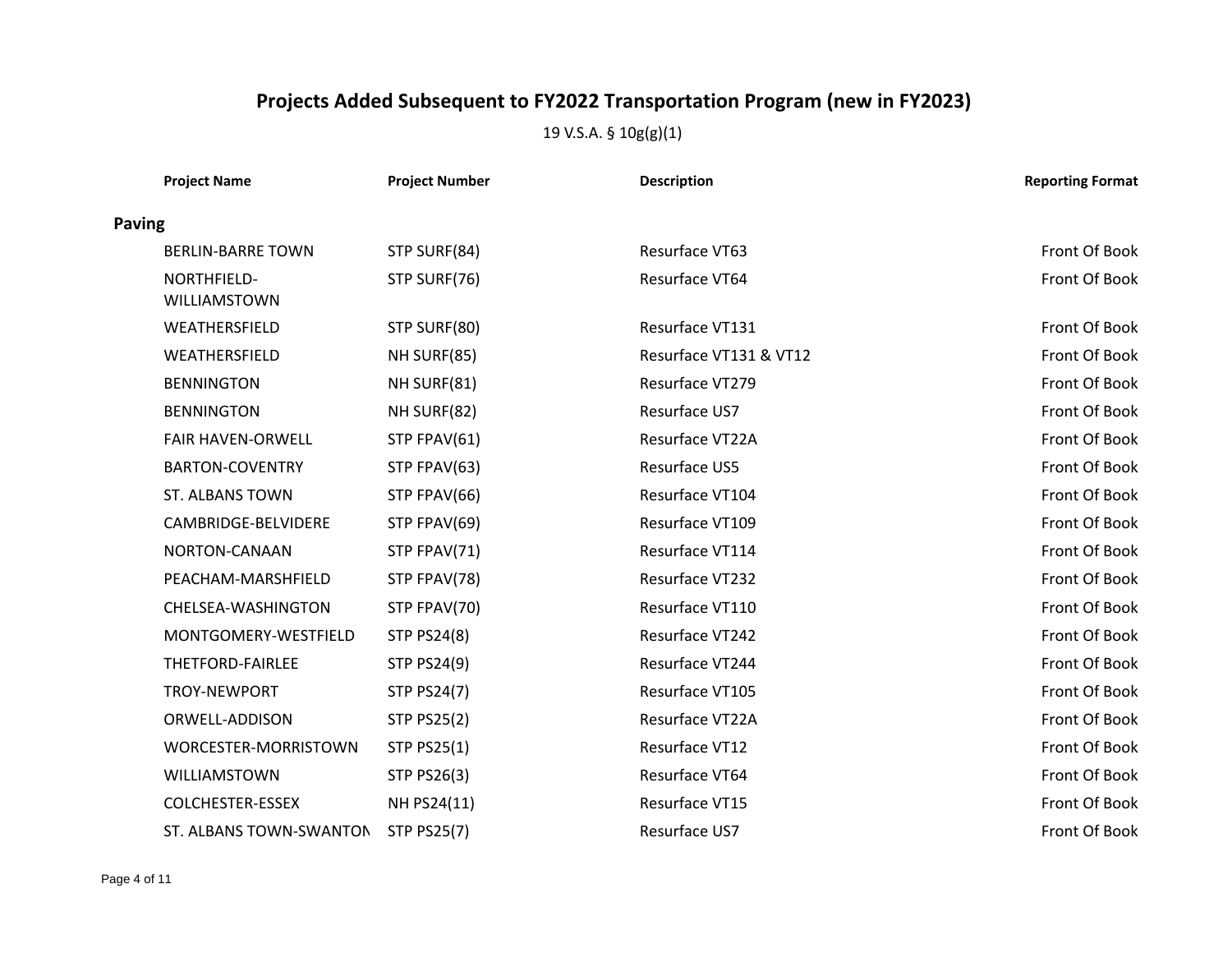# Projects Added Subsequent to FY2022 Transportation Program (new in FY2023)

19 V.S.A. § 10g(g)(1)

| Project Name | Project Number | Description | Reporting Format |
|---|---|---|---|
| **Paving** | | | |
| BERLIN-BARRE TOWN | STP SURF(84) | Resurface VT63 | Front Of Book |
| NORTHFIELD-WILLIAMSTOWN | STP SURF(76) | Resurface VT64 | Front Of Book |
| WEATHERSFIELD | STP SURF(80) | Resurface VT131 | Front Of Book |
| WEATHERSFIELD | NH SURF(85) | Resurface VT131 & VT12 | Front Of Book |
| BENNINGTON | NH SURF(81) | Resurface VT279 | Front Of Book |
| BENNINGTON | NH SURF(82) | Resurface US7 | Front Of Book |
| FAIR HAVEN-ORWELL | STP FPAV(61) | Resurface VT22A | Front Of Book |
| BARTON-COVENTRY | STP FPAV(63) | Resurface US5 | Front Of Book |
| ST. ALBANS TOWN | STP FPAV(66) | Resurface VT104 | Front Of Book |
| CAMBRIDGE-BELVIDERE | STP FPAV(69) | Resurface VT109 | Front Of Book |
| NORTON-CANAAN | STP FPAV(71) | Resurface VT114 | Front Of Book |
| PEACHAM-MARSHFIELD | STP FPAV(78) | Resurface VT232 | Front Of Book |
| CHELSEA-WASHINGTON | STP FPAV(70) | Resurface VT110 | Front Of Book |
| MONTGOMERY-WESTFIELD | STP PS24(8) | Resurface VT242 | Front Of Book |
| THETFORD-FAIRLEE | STP PS24(9) | Resurface VT244 | Front Of Book |
| TROY-NEWPORT | STP PS24(7) | Resurface VT105 | Front Of Book |
| ORWELL-ADDISON | STP PS25(2) | Resurface VT22A | Front Of Book |
| WORCESTER-MORRISTOWN | STP PS25(1) | Resurface VT12 | Front Of Book |
| WILLIAMSTOWN | STP PS26(3) | Resurface VT64 | Front Of Book |
| COLCHESTER-ESSEX | NH PS24(11) | Resurface VT15 | Front Of Book |
| ST. ALBANS TOWN-SWANTON | STP PS25(7) | Resurface US7 | Front Of Book |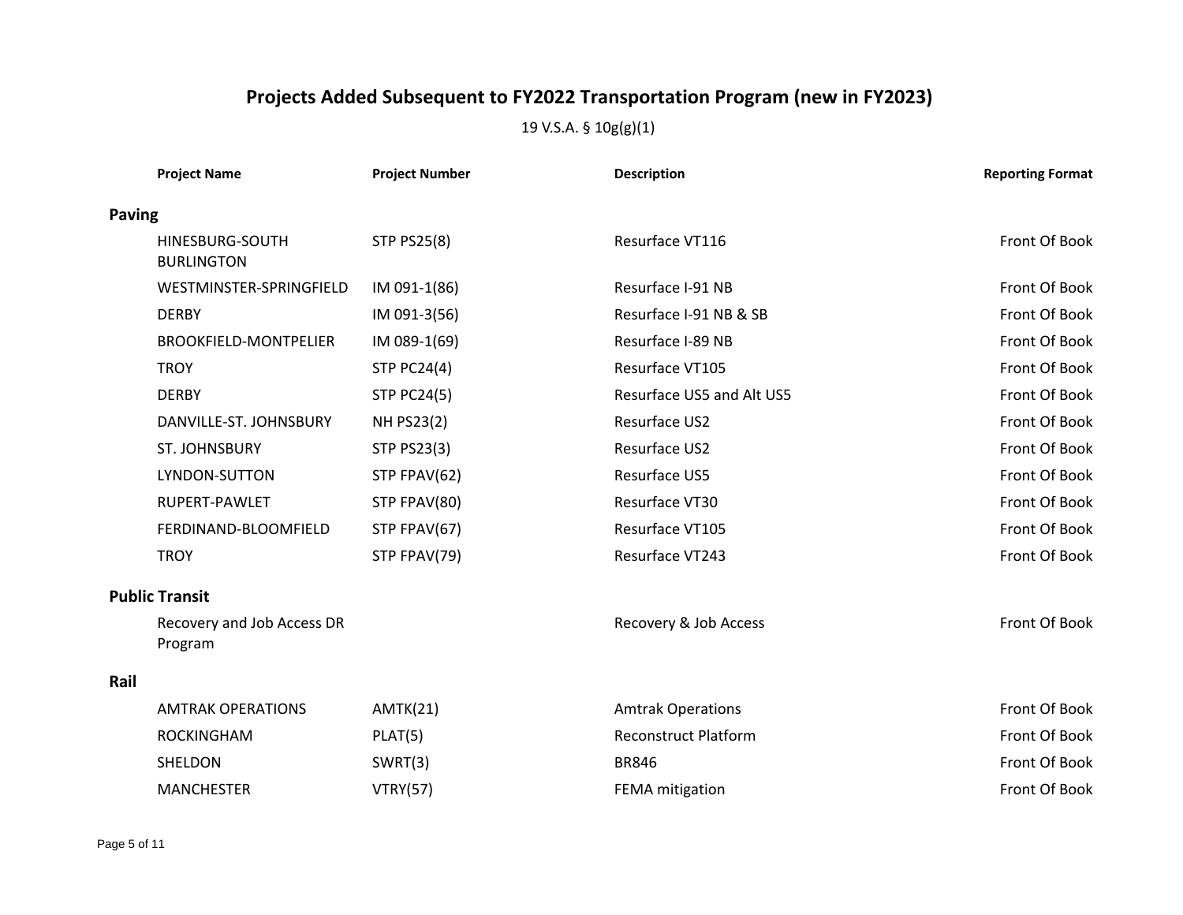# Projects Added Subsequent to FY2022 Transportation Program (new in FY2023)

19 V.S.A. § 10g(g)(1)

| Project Name | Project Number | Description | Reporting Format |
|---|---|---|---|
| **Paving** | | | |
| HINESBURG-SOUTH BURLINGTON | STP PS25(8) | Resurface VT116 | Front Of Book |
| WESTMINSTER-SPRINGFIELD | IM 091-1(86) | Resurface I-91 NB | Front Of Book |
| DERBY | IM 091-3(56) | Resurface I-91 NB & SB | Front Of Book |
| BROOKFIELD-MONTPELIER | IM 089-1(69) | Resurface I-89 NB | Front Of Book |
| TROY | STP PC24(4) | Resurface VT105 | Front Of Book |
| DERBY | STP PC24(5) | Resurface US5 and Alt US5 | Front Of Book |
| DANVILLE-ST. JOHNSBURY | NH PS23(2) | Resurface US2 | Front Of Book |
| ST. JOHNSBURY | STP PS23(3) | Resurface US2 | Front Of Book |
| LYNDON-SUTTON | STP FPAV(62) | Resurface US5 | Front Of Book |
| RUPERT-PAWLET | STP FPAV(80) | Resurface VT30 | Front Of Book |
| FERDINAND-BLOOMFIELD | STP FPAV(67) | Resurface VT105 | Front Of Book |
| TROY | STP FPAV(79) | Resurface VT243 | Front Of Book |
| **Public Transit** | | | |
| Recovery and Job Access DR Program | | Recovery & Job Access | Front Of Book |
| **Rail** | | | |
| AMTRAK OPERATIONS | AMTK(21) | Amtrak Operations | Front Of Book |
| ROCKINGHAM | PLAT(5) | Reconstruct Platform | Front Of Book |
| SHELDON | SWRT(3) | BR846 | Front Of Book |
| MANCHESTER | VTRY(57) | FEMA mitigation | Front Of Book |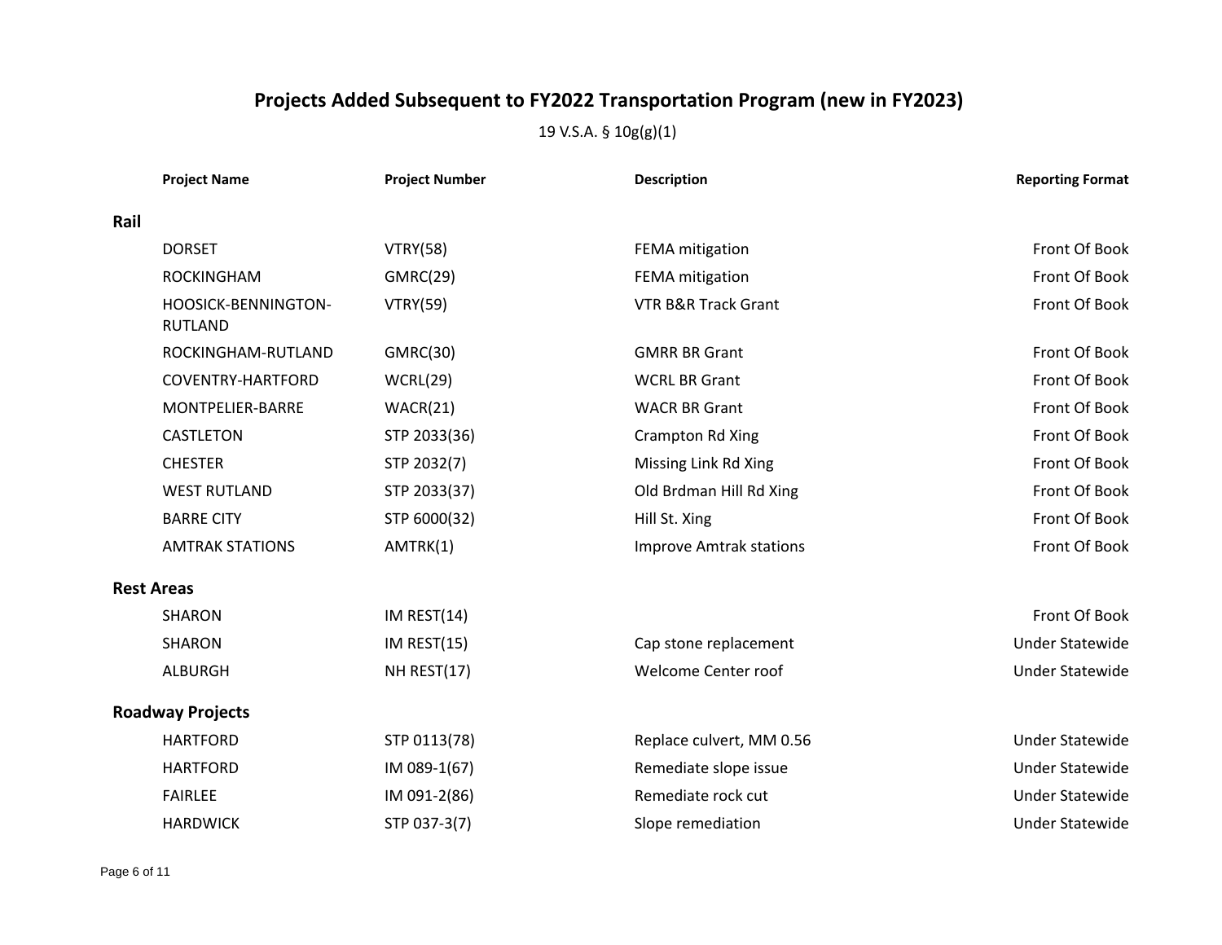# Projects Added Subsequent to FY2022 Transportation Program (new in FY2023)

19 V.S.A. § 10g(g)(1)

| Project Name | Project Number | Description | Reporting Format |
|---|---|---|---|
| **Rail** | | | |
| DORSET | VTRY(58) | FEMA mitigation | Front Of Book |
| ROCKINGHAM | GMRC(29) | FEMA mitigation | Front Of Book |
| HOOSICK-BENNINGTON-RUTLAND | VTRY(59) | VTR B&R Track Grant | Front Of Book |
| ROCKINGHAM-RUTLAND | GMRC(30) | GMRR BR Grant | Front Of Book |
| COVENTRY-HARTFORD | WCRL(29) | WCRL BR Grant | Front Of Book |
| MONTPELIER-BARRE | WACR(21) | WACR BR Grant | Front Of Book |
| CASTLETON | STP 2033(36) | Crampton Rd Xing | Front Of Book |
| CHESTER | STP 2032(7) | Missing Link Rd Xing | Front Of Book |
| WEST RUTLAND | STP 2033(37) | Old Brdman Hill Rd Xing | Front Of Book |
| BARRE CITY | STP 6000(32) | Hill St. Xing | Front Of Book |
| AMTRAK STATIONS | AMTRK(1) | Improve Amtrak stations | Front Of Book |
| **Rest Areas** | | | |
| SHARON | IM REST(14) | | Front Of Book |
| SHARON | IM REST(15) | Cap stone replacement | Under Statewide |
| ALBURGH | NH REST(17) | Welcome Center roof | Under Statewide |
| **Roadway Projects** | | | |
| HARTFORD | STP 0113(78) | Replace culvert, MM 0.56 | Under Statewide |
| HARTFORD | IM 089-1(67) | Remediate slope issue | Under Statewide |
| FAIRLEE | IM 091-2(86) | Remediate rock cut | Under Statewide |
| HARDWICK | STP 037-3(7) | Slope remediation | Under Statewide |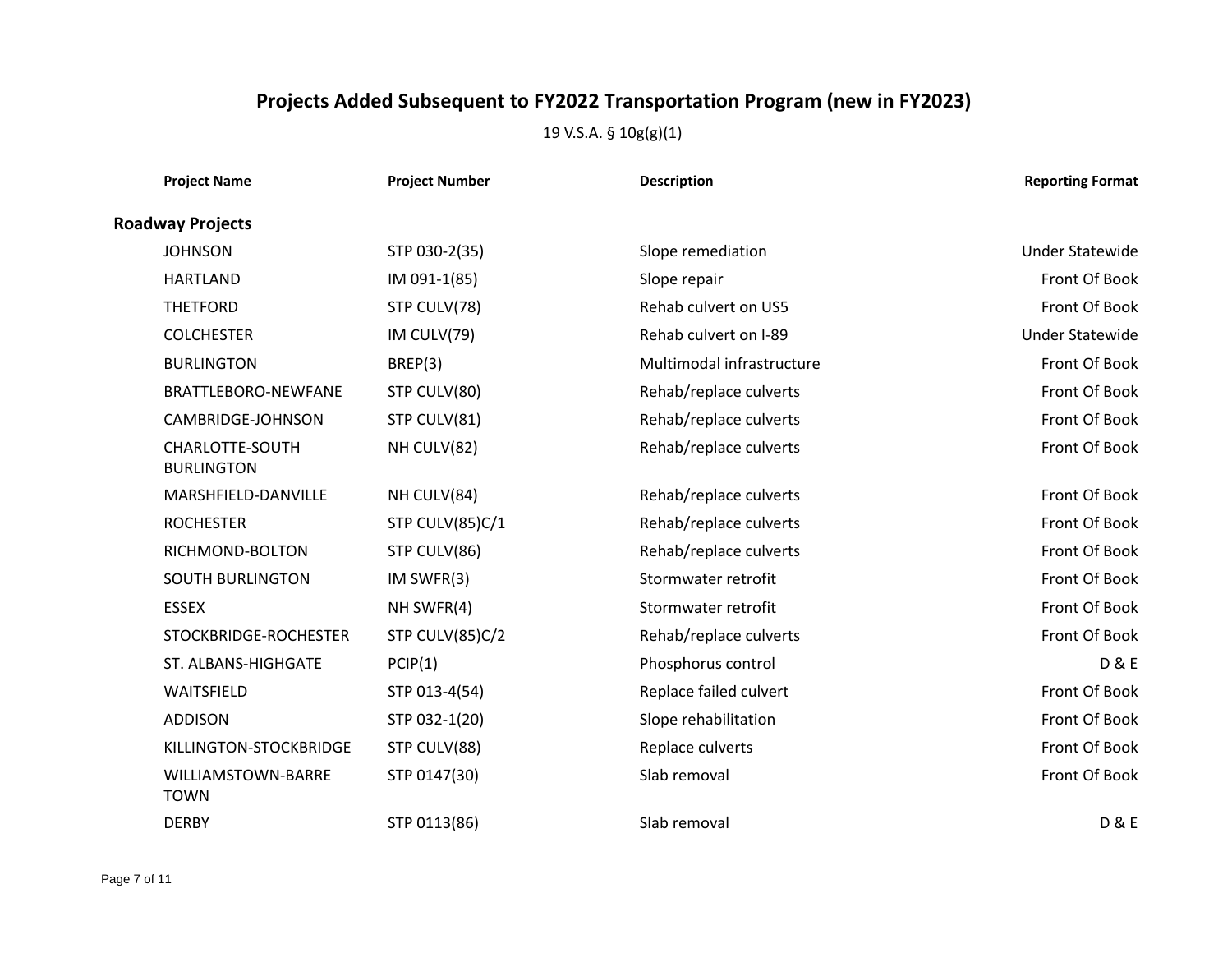# Projects Added Subsequent to FY2022 Transportation Program (new in FY2023)

19 V.S.A. § 10g(g)(1)

| Project Name | Project Number | Description | Reporting Format |
|---|---|---|---|
| **Roadway Projects** | | | |
| JOHNSON | STP 030-2(35) | Slope remediation | Under Statewide |
| HARTLAND | IM 091-1(85) | Slope repair | Front Of Book |
| THETFORD | STP CULV(78) | Rehab culvert on US5 | Front Of Book |
| COLCHESTER | IM CULV(79) | Rehab culvert on I-89 | Under Statewide |
| BURLINGTON | BREP(3) | Multimodal infrastructure | Front Of Book |
| BRATTLEBORO-NEWFANE | STP CULV(80) | Rehab/replace culverts | Front Of Book |
| CAMBRIDGE-JOHNSON | STP CULV(81) | Rehab/replace culverts | Front Of Book |
| CHARLOTTE-SOUTH BURLINGTON | NH CULV(82) | Rehab/replace culverts | Front Of Book |
| MARSHFIELD-DANVILLE | NH CULV(84) | Rehab/replace culverts | Front Of Book |
| ROCHESTER | STP CULV(85)C/1 | Rehab/replace culverts | Front Of Book |
| RICHMOND-BOLTON | STP CULV(86) | Rehab/replace culverts | Front Of Book |
| SOUTH BURLINGTON | IM SWFR(3) | Stormwater retrofit | Front Of Book |
| ESSEX | NH SWFR(4) | Stormwater retrofit | Front Of Book |
| STOCKBRIDGE-ROCHESTER | STP CULV(85)C/2 | Rehab/replace culverts | Front Of Book |
| ST. ALBANS-HIGHGATE | PCIP(1) | Phosphorus control | D & E |
| WAITSFIELD | STP 013-4(54) | Replace failed culvert | Front Of Book |
| ADDISON | STP 032-1(20) | Slope rehabilitation | Front Of Book |
| KILLINGTON-STOCKBRIDGE | STP CULV(88) | Replace culverts | Front Of Book |
| WILLIAMSTOWN-BARRE TOWN | STP 0147(30) | Slab removal | Front Of Book |
| DERBY | STP 0113(86) | Slab removal | D & E |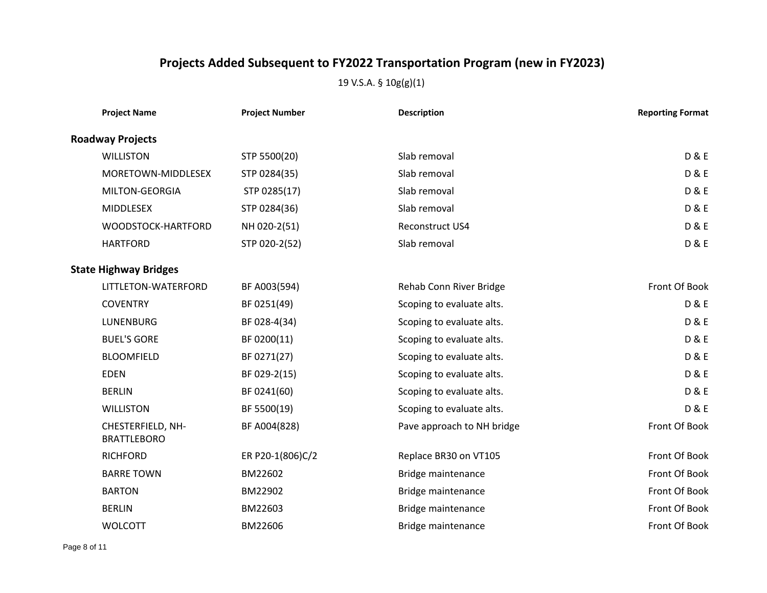# Projects Added Subsequent to FY2022 Transportation Program (new in FY2023)

19 V.S.A. § 10g(g)(1)

| Project Name | Project Number | Description | Reporting Format |
|---|---|---|---|
| **Roadway Projects** | | | |
| WILLISTON | STP 5500(20) | Slab removal | D & E |
| MORETOWN-MIDDLESEX | STP 0284(35) | Slab removal | D & E |
| MILTON-GEORGIA | STP 0285(17) | Slab removal | D & E |
| MIDDLESEX | STP 0284(36) | Slab removal | D & E |
| WOODSTOCK-HARTFORD | NH 020-2(51) | Reconstruct US4 | D & E |
| HARTFORD | STP 020-2(52) | Slab removal | D & E |
| **State Highway Bridges** | | | |
| LITTLETON-WATERFORD | BF A003(594) | Rehab Conn River Bridge | Front Of Book |
| COVENTRY | BF 0251(49) | Scoping to evaluate alts. | D & E |
| LUNENBURG | BF 028-4(34) | Scoping to evaluate alts. | D & E |
| BUEL'S GORE | BF 0200(11) | Scoping to evaluate alts. | D & E |
| BLOOMFIELD | BF 0271(27) | Scoping to evaluate alts. | D & E |
| EDEN | BF 029-2(15) | Scoping to evaluate alts. | D & E |
| BERLIN | BF 0241(60) | Scoping to evaluate alts. | D & E |
| WILLISTON | BF 5500(19) | Scoping to evaluate alts. | D & E |
| CHESTERFIELD, NH-BRATTLEBORO | BF A004(828) | Pave approach to NH bridge | Front Of Book |
| RICHFORD | ER P20-1(806)C/2 | Replace BR30 on VT105 | Front Of Book |
| BARRE TOWN | BM22602 | Bridge maintenance | Front Of Book |
| BARTON | BM22902 | Bridge maintenance | Front Of Book |
| BERLIN | BM22603 | Bridge maintenance | Front Of Book |
| WOLCOTT | BM22606 | Bridge maintenance | Front Of Book |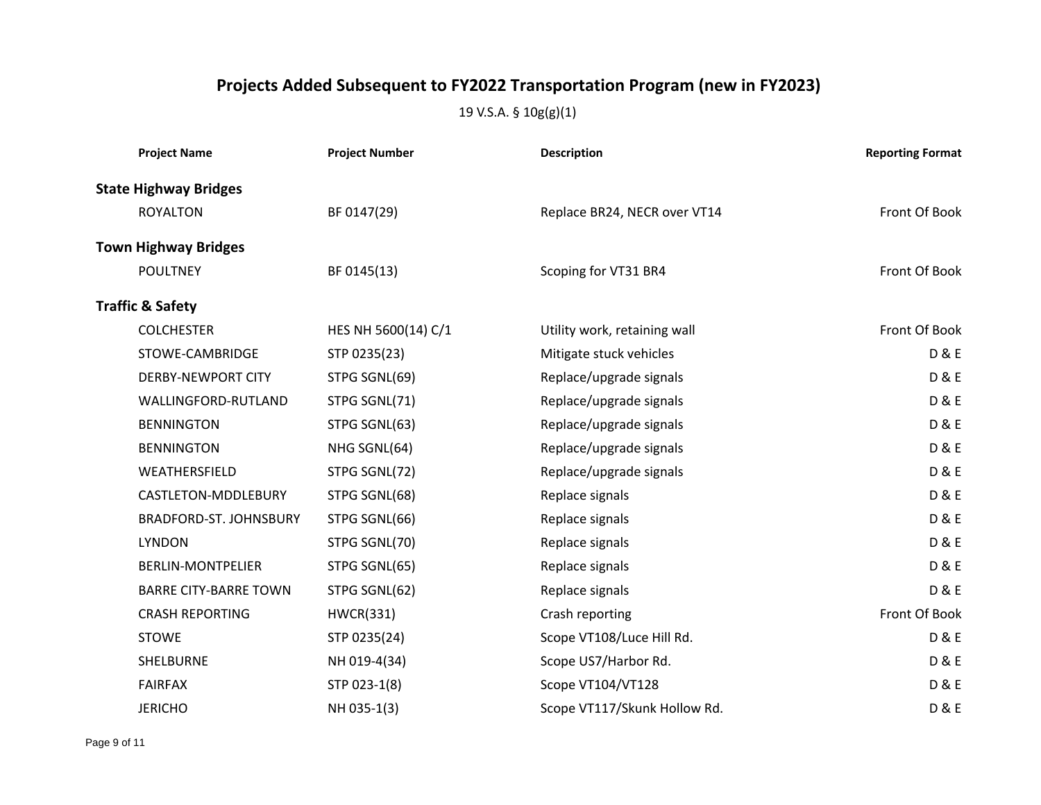# Projects Added Subsequent to FY2022 Transportation Program (new in FY2023)

19 V.S.A. § 10g(g)(1)

| Project Name | Project Number | Description | Reporting Format |
|---|---|---|---|
| **State Highway Bridges** | | | |
| ROYALTON | BF 0147(29) | Replace BR24, NECR over VT14 | Front Of Book |
| **Town Highway Bridges** | | | |
| POULTNEY | BF 0145(13) | Scoping for VT31 BR4 | Front Of Book |
| **Traffic & Safety** | | | |
| COLCHESTER | HES NH 5600(14) C/1 | Utility work, retaining wall | Front Of Book |
| STOWE-CAMBRIDGE | STP 0235(23) | Mitigate stuck vehicles | D & E |
| DERBY-NEWPORT CITY | STPG SGNL(69) | Replace/upgrade signals | D & E |
| WALLINGFORD-RUTLAND | STPG SGNL(71) | Replace/upgrade signals | D & E |
| BENNINGTON | STPG SGNL(63) | Replace/upgrade signals | D & E |
| BENNINGTON | NHG SGNL(64) | Replace/upgrade signals | D & E |
| WEATHERSFIELD | STPG SGNL(72) | Replace/upgrade signals | D & E |
| CASTLETON-MDDLEBURY | STPG SGNL(68) | Replace signals | D & E |
| BRADFORD-ST. JOHNSBURY | STPG SGNL(66) | Replace signals | D & E |
| LYNDON | STPG SGNL(70) | Replace signals | D & E |
| BERLIN-MONTPELIER | STPG SGNL(65) | Replace signals | D & E |
| BARRE CITY-BARRE TOWN | STPG SGNL(62) | Replace signals | D & E |
| CRASH REPORTING | HWCR(331) | Crash reporting | Front Of Book |
| STOWE | STP 0235(24) | Scope VT108/Luce Hill Rd. | D & E |
| SHELBURNE | NH 019-4(34) | Scope US7/Harbor Rd. | D & E |
| FAIRFAX | STP 023-1(8) | Scope VT104/VT128 | D & E |
| JERICHO | NH 035-1(3) | Scope VT117/Skunk Hollow Rd. | D & E |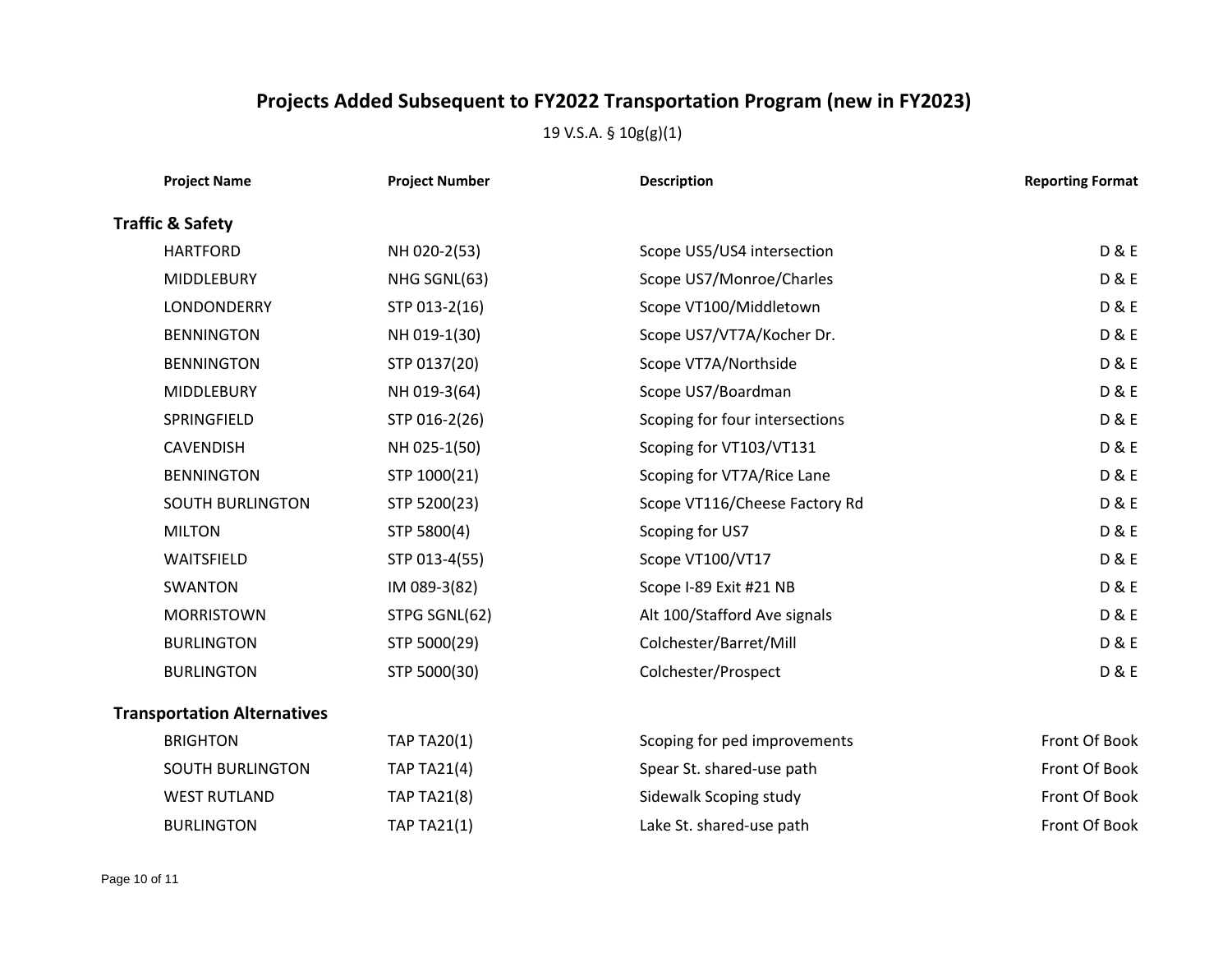# Projects Added Subsequent to FY2022 Transportation Program (new in FY2023)

19 V.S.A. § 10g(g)(1)

| Project Name | Project Number | Description | Reporting Format |
|---|---|---|---|
| **Traffic & Safety** | | | |
| HARTFORD | NH 020-2(53) | Scope US5/US4 intersection | D & E |
| MIDDLEBURY | NHG SGNL(63) | Scope US7/Monroe/Charles | D & E |
| LONDONDERRY | STP 013-2(16) | Scope VT100/Middletown | D & E |
| BENNINGTON | NH 019-1(30) | Scope US7/VT7A/Kocher Dr. | D & E |
| BENNINGTON | STP 0137(20) | Scope VT7A/Northside | D & E |
| MIDDLEBURY | NH 019-3(64) | Scope US7/Boardman | D & E |
| SPRINGFIELD | STP 016-2(26) | Scoping for four intersections | D & E |
| CAVENDISH | NH 025-1(50) | Scoping for VT103/VT131 | D & E |
| BENNINGTON | STP 1000(21) | Scoping for VT7A/Rice Lane | D & E |
| SOUTH BURLINGTON | STP 5200(23) | Scope VT116/Cheese Factory Rd | D & E |
| MILTON | STP 5800(4) | Scoping for US7 | D & E |
| WAITSFIELD | STP 013-4(55) | Scope VT100/VT17 | D & E |
| SWANTON | IM 089-3(82) | Scope I-89 Exit #21 NB | D & E |
| MORRISTOWN | STPG SGNL(62) | Alt 100/Stafford Ave signals | D & E |
| BURLINGTON | STP 5000(29) | Colchester/Barret/Mill | D & E |
| BURLINGTON | STP 5000(30) | Colchester/Prospect | D & E |
| **Transportation Alternatives** | | | |
| BRIGHTON | TAP TA20(1) | Scoping for ped improvements | Front Of Book |
| SOUTH BURLINGTON | TAP TA21(4) | Spear St. shared-use path | Front Of Book |
| WEST RUTLAND | TAP TA21(8) | Sidewalk Scoping study | Front Of Book |
| BURLINGTON | TAP TA21(1) | Lake St. shared-use path | Front Of Book |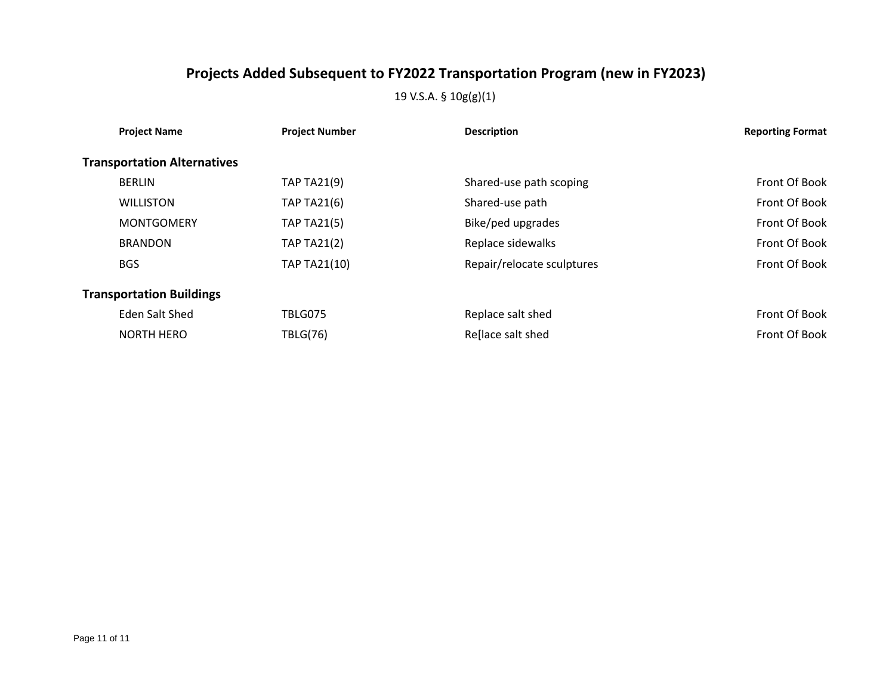# Projects Added Subsequent to FY2022 Transportation Program (new in FY2023)

19 V.S.A. § 10g(g)(1)

| Project Name | Project Number | Description | Reporting Format |
|---|---|---|---|
| **Transportation Alternatives** | | | |
| BERLIN | TAP TA21(9) | Shared-use path scoping | Front Of Book |
| WILLISTON | TAP TA21(6) | Shared-use path | Front Of Book |
| MONTGOMERY | TAP TA21(5) | Bike/ped upgrades | Front Of Book |
| BRANDON | TAP TA21(2) | Replace sidewalks | Front Of Book |
| BGS | TAP TA21(10) | Repair/relocate sculptures | Front Of Book |
| **Transportation Buildings** | | | |
| Eden Salt Shed | TBLG075 | Replace salt shed | Front Of Book |
| NORTH HERO | TBLG(76) | Re[lace salt shed | Front Of Book |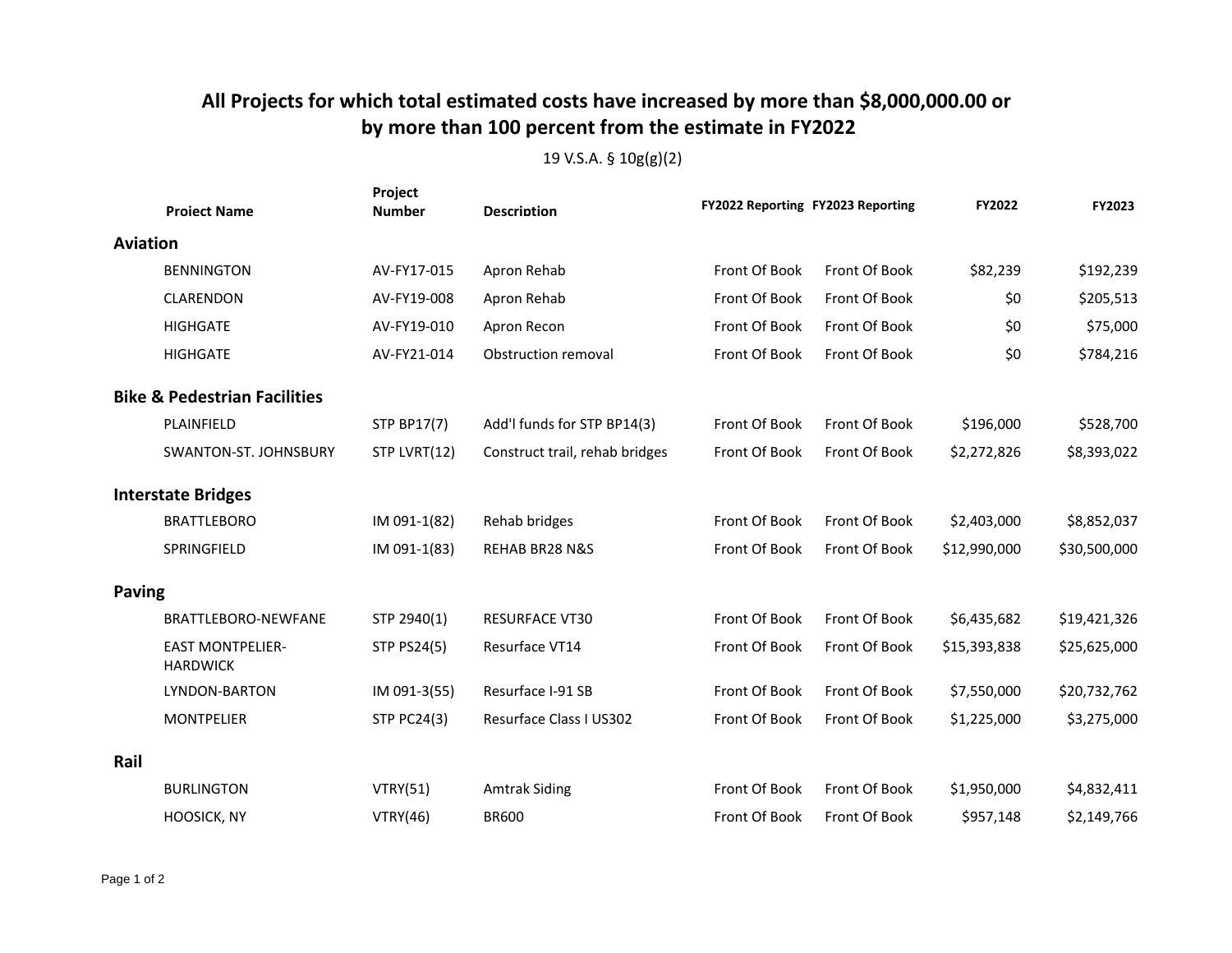## All Projects for which total estimated costs have increased by more than $8,000,000.00 or by more than 100 percent from the estimate in FY2022

19 V.S.A. § 10g(g)(2)

| Project Name | Project Number | Description | FY2022 Reporting | FY2023 Reporting | FY2022 | FY2023 |
|---|---|---|---|---|---|---|
| **Aviation** | | | | | | |
| BENNINGTON | AV-FY17-015 | Apron Rehab | Front Of Book | Front Of Book | $82,239 | $192,239 |
| CLARENDON | AV-FY19-008 | Apron Rehab | Front Of Book | Front Of Book | $0 | $205,513 |
| HIGHGATE | AV-FY19-010 | Apron Recon | Front Of Book | Front Of Book | $0 | $75,000 |
| HIGHGATE | AV-FY21-014 | Obstruction removal | Front Of Book | Front Of Book | $0 | $784,216 |
| **Bike & Pedestrian Facilities** | | | | | | |
| PLAINFIELD | STP BP17(7) | Add'l funds for STP BP14(3) | Front Of Book | Front Of Book | $196,000 | $528,700 |
| SWANTON-ST. JOHNSBURY | STP LVRT(12) | Construct trail, rehab bridges | Front Of Book | Front Of Book | $2,272,826 | $8,393,022 |
| **Interstate Bridges** | | | | | | |
| BRATTLEBORO | IM 091-1(82) | Rehab bridges | Front Of Book | Front Of Book | $2,403,000 | $8,852,037 |
| SPRINGFIELD | IM 091-1(83) | REHAB BR28 N&S | Front Of Book | Front Of Book | $12,990,000 | $30,500,000 |
| **Paving** | | | | | | |
| BRATTLEBORO-NEWFANE | STP 2940(1) | RESURFACE VT30 | Front Of Book | Front Of Book | $6,435,682 | $19,421,326 |
| EAST MONTPELIER-HARDWICK | STP PS24(5) | Resurface VT14 | Front Of Book | Front Of Book | $15,393,838 | $25,625,000 |
| LYNDON-BARTON | IM 091-3(55) | Resurface I-91 SB | Front Of Book | Front Of Book | $7,550,000 | $20,732,762 |
| MONTPELIER | STP PC24(3) | Resurface Class I US302 | Front Of Book | Front Of Book | $1,225,000 | $3,275,000 |
| **Rail** | | | | | | |
| BURLINGTON | VTRY(51) | Amtrak Siding | Front Of Book | Front Of Book | $1,950,000 | $4,832,411 |
| HOOSICK, NY | VTRY(46) | BR600 | Front Of Book | Front Of Book | $957,148 | $2,149,766 |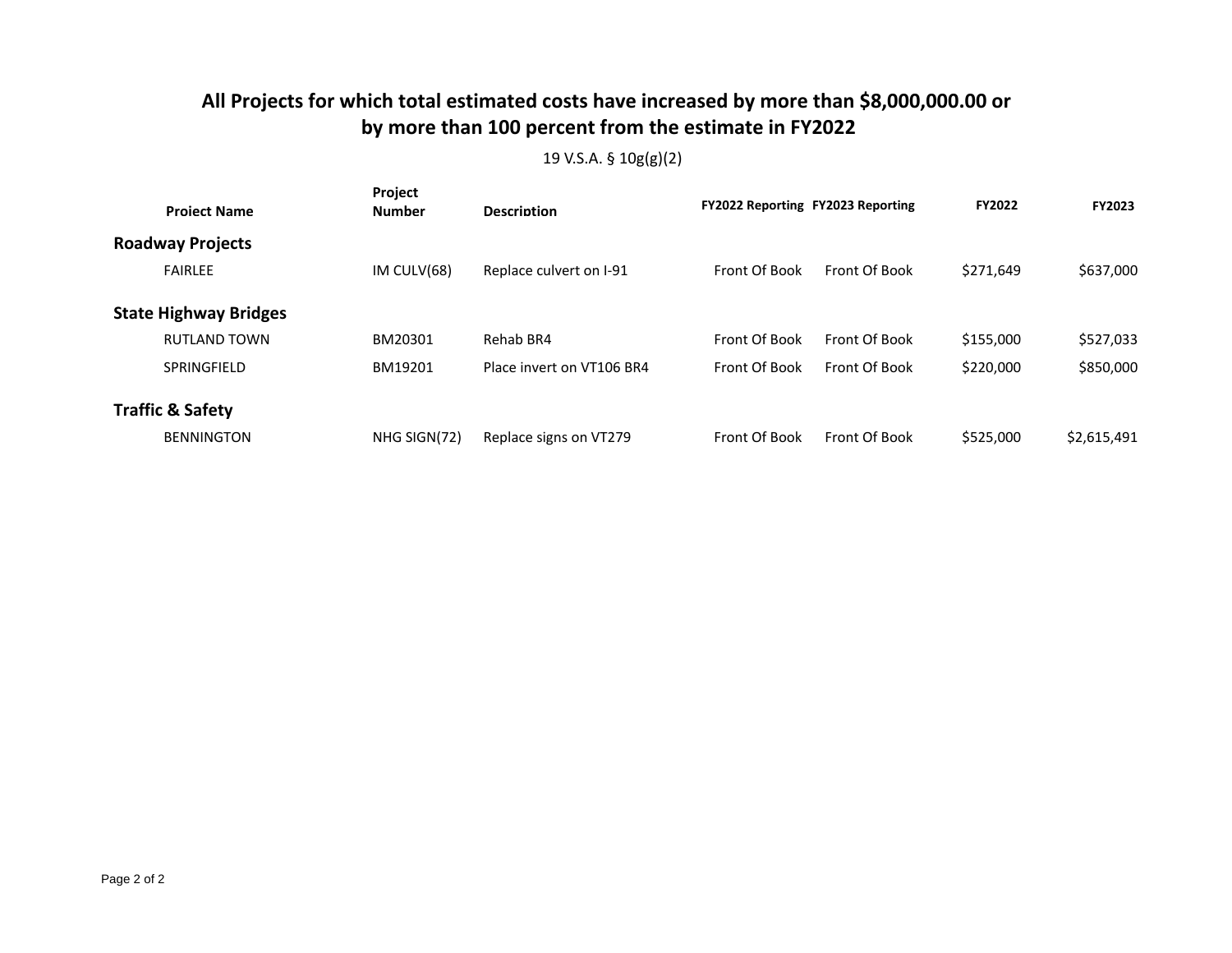# All Projects for which total estimated costs have increased by more than $8,000,000.00 or by more than 100 percent from the estimate in FY2022

19 V.S.A. § 10g(g)(2)

| Project Name | Project Number | Description | FY2022 Reporting | FY2023 Reporting | FY2022 | FY2023 |
|---|---|---|---|---|---|---|
| **Roadway Projects** | | | | | | |
| FAIRLEE | IM CULV(68) | Replace culvert on I-91 | Front Of Book | Front Of Book | $271,649 | $637,000 |
| **State Highway Bridges** | | | | | | |
| RUTLAND TOWN | BM20301 | Rehab BR4 | Front Of Book | Front Of Book | $155,000 | $527,033 |
| SPRINGFIELD | BM19201 | Place invert on VT106 BR4 | Front Of Book | Front Of Book | $220,000 | $850,000 |
| **Traffic & Safety** | | | | | | |
| BENNINGTON | NHG SIGN(72) | Replace signs on VT279 | Front Of Book | Front Of Book | $525,000 | $2,615,491 |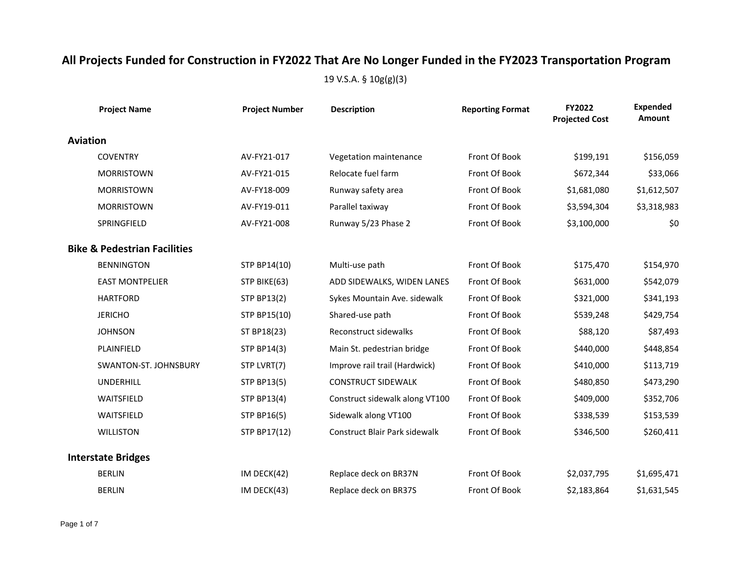# All Projects Funded for Construction in FY2022 That Are No Longer Funded in the FY2023 Transportation Program

19 V.S.A. § 10g(g)(3)

| Project Name | Project Number | Description | Reporting Format | FY2022 Projected Cost | Expended Amount |
|---|---|---|---|---|---|
| **Aviation** | | | | | |
| COVENTRY | AV-FY21-017 | Vegetation maintenance | Front Of Book | $199,191 | $156,059 |
| MORRISTOWN | AV-FY21-015 | Relocate fuel farm | Front Of Book | $672,344 | $33,066 |
| MORRISTOWN | AV-FY18-009 | Runway safety area | Front Of Book | $1,681,080 | $1,612,507 |
| MORRISTOWN | AV-FY19-011 | Parallel taxiway | Front Of Book | $3,594,304 | $3,318,983 |
| SPRINGFIELD | AV-FY21-008 | Runway 5/23 Phase 2 | Front Of Book | $3,100,000 | $0 |
| **Bike & Pedestrian Facilities** | | | | | |
| BENNINGTON | STP BP14(10) | Multi-use path | Front Of Book | $175,470 | $154,970 |
| EAST MONTPELIER | STP BIKE(63) | ADD SIDEWALKS, WIDEN LANES | Front Of Book | $631,000 | $542,079 |
| HARTFORD | STP BP13(2) | Sykes Mountain Ave. sidewalk | Front Of Book | $321,000 | $341,193 |
| JERICHO | STP BP15(10) | Shared-use path | Front Of Book | $539,248 | $429,754 |
| JOHNSON | ST BP18(23) | Reconstruct sidewalks | Front Of Book | $88,120 | $87,493 |
| PLAINFIELD | STP BP14(3) | Main St. pedestrian bridge | Front Of Book | $440,000 | $448,854 |
| SWANTON-ST. JOHNSBURY | STP LVRT(7) | Improve rail trail (Hardwick) | Front Of Book | $410,000 | $113,719 |
| UNDERHILL | STP BP13(5) | CONSTRUCT SIDEWALK | Front Of Book | $480,850 | $473,290 |
| WAITSFIELD | STP BP13(4) | Construct sidewalk along VT100 | Front Of Book | $409,000 | $352,706 |
| WAITSFIELD | STP BP16(5) | Sidewalk along VT100 | Front Of Book | $338,539 | $153,539 |
| WILLISTON | STP BP17(12) | Construct Blair Park sidewalk | Front Of Book | $346,500 | $260,411 |
| **Interstate Bridges** | | | | | |
| BERLIN | IM DECK(42) | Replace deck on BR37N | Front Of Book | $2,037,795 | $1,695,471 |
| BERLIN | IM DECK(43) | Replace deck on BR37S | Front Of Book | $2,183,864 | $1,631,545 |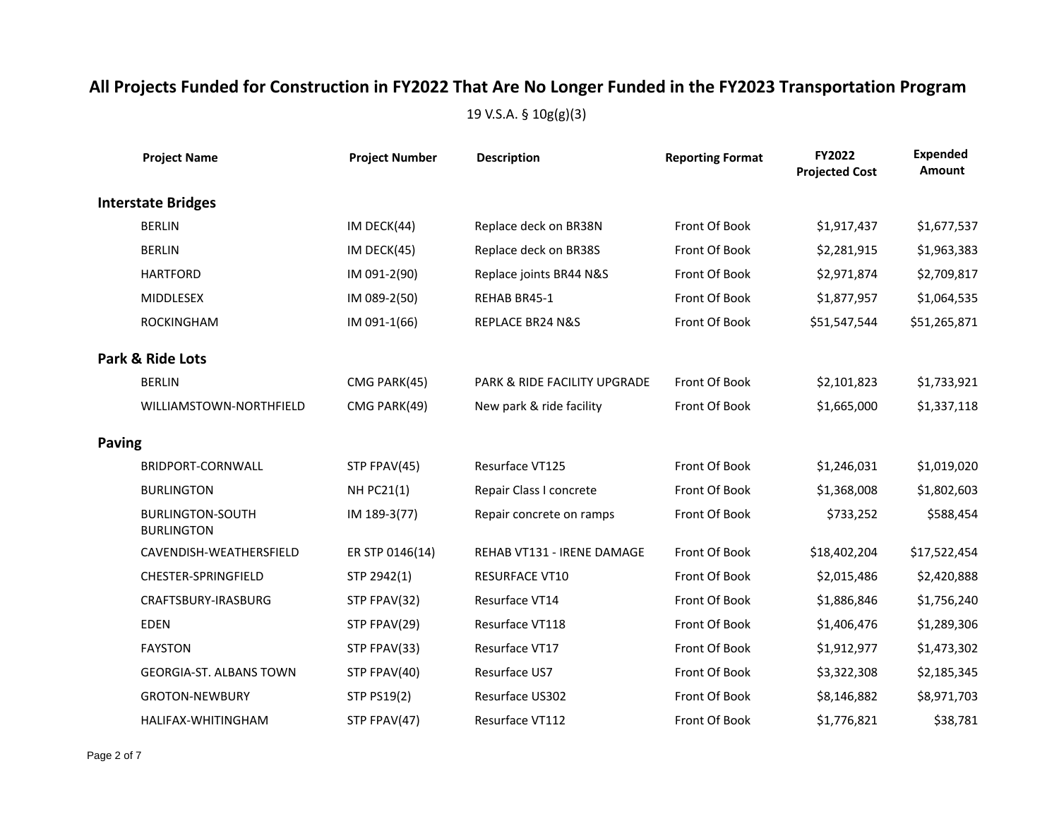# All Projects Funded for Construction in FY2022 That Are No Longer Funded in the FY2023 Transportation Program

19 V.S.A. § 10g(g)(3)

| Project Name | Project Number | Description | Reporting Format | FY2022 Projected Cost | Expended Amount |
|---|---|---|---|---|---|
| **Interstate Bridges** | | | | | |
| BERLIN | IM DECK(44) | Replace deck on BR38N | Front Of Book | $1,917,437 | $1,677,537 |
| BERLIN | IM DECK(45) | Replace deck on BR38S | Front Of Book | $2,281,915 | $1,963,383 |
| HARTFORD | IM 091-2(90) | Replace joints BR44 N&S | Front Of Book | $2,971,874 | $2,709,817 |
| MIDDLESEX | IM 089-2(50) | REHAB BR45-1 | Front Of Book | $1,877,957 | $1,064,535 |
| ROCKINGHAM | IM 091-1(66) | REPLACE BR24 N&S | Front Of Book | $51,547,544 | $51,265,871 |
| **Park & Ride Lots** | | | | | |
| BERLIN | CMG PARK(45) | PARK & RIDE FACILITY UPGRADE | Front Of Book | $2,101,823 | $1,733,921 |
| WILLIAMSTOWN-NORTHFIELD | CMG PARK(49) | New park & ride facility | Front Of Book | $1,665,000 | $1,337,118 |
| **Paving** | | | | | |
| BRIDPORT-CORNWALL | STP FPAV(45) | Resurface VT125 | Front Of Book | $1,246,031 | $1,019,020 |
| BURLINGTON | NH PC21(1) | Repair Class I concrete | Front Of Book | $1,368,008 | $1,802,603 |
| BURLINGTON-SOUTH BURLINGTON | IM 189-3(77) | Repair concrete on ramps | Front Of Book | $733,252 | $588,454 |
| CAVENDISH-WEATHERSFIELD | ER STP 0146(14) | REHAB VT131 - IRENE DAMAGE | Front Of Book | $18,402,204 | $17,522,454 |
| CHESTER-SPRINGFIELD | STP 2942(1) | RESURFACE VT10 | Front Of Book | $2,015,486 | $2,420,888 |
| CRAFTSBURY-IRASBURG | STP FPAV(32) | Resurface VT14 | Front Of Book | $1,886,846 | $1,756,240 |
| EDEN | STP FPAV(29) | Resurface VT118 | Front Of Book | $1,406,476 | $1,289,306 |
| FAYSTON | STP FPAV(33) | Resurface VT17 | Front Of Book | $1,912,977 | $1,473,302 |
| GEORGIA-ST. ALBANS TOWN | STP FPAV(40) | Resurface US7 | Front Of Book | $3,322,308 | $2,185,345 |
| GROTON-NEWBURY | STP PS19(2) | Resurface US302 | Front Of Book | $8,146,882 | $8,971,703 |
| HALIFAX-WHITINGHAM | STP FPAV(47) | Resurface VT112 | Front Of Book | $1,776,821 | $38,781 |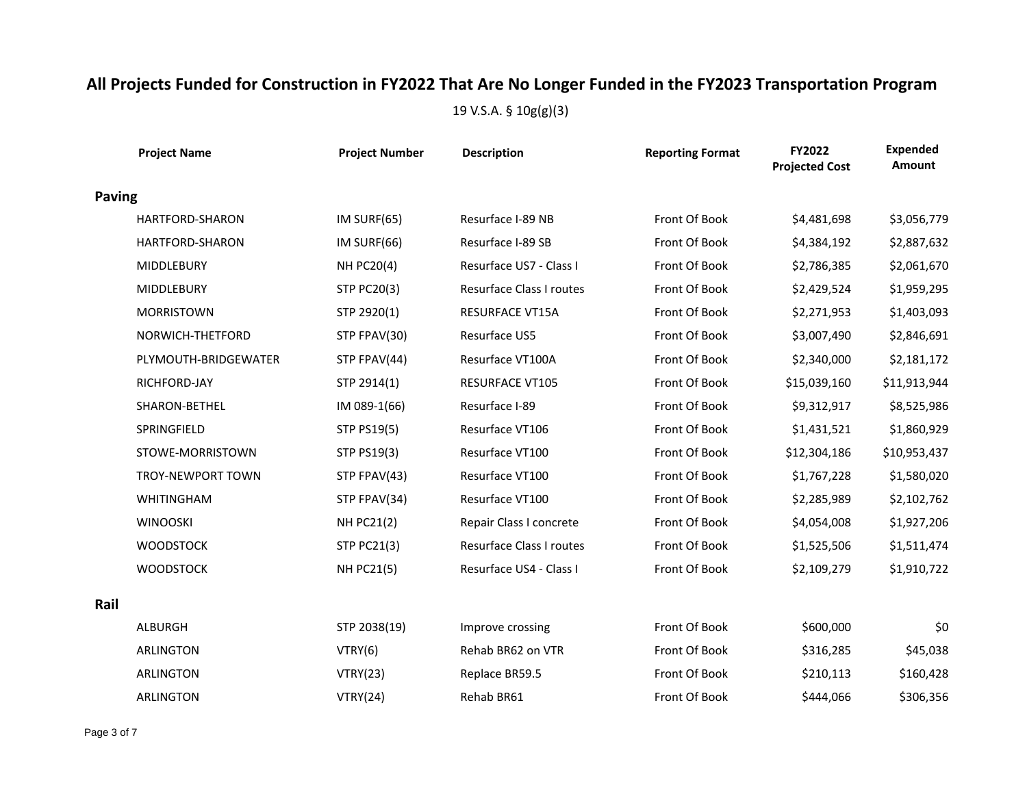# All Projects Funded for Construction in FY2022 That Are No Longer Funded in the FY2023 Transportation Program

19 V.S.A. § 10g(g)(3)

| Project Name | Project Number | Description | Reporting Format | FY2022 Projected Cost | Expended Amount |
|---|---|---|---|---|---|
| **Paving** | | | | | |
| HARTFORD-SHARON | IM SURF(65) | Resurface I-89 NB | Front Of Book | $4,481,698 | $3,056,779 |
| HARTFORD-SHARON | IM SURF(66) | Resurface I-89 SB | Front Of Book | $4,384,192 | $2,887,632 |
| MIDDLEBURY | NH PC20(4) | Resurface US7 - Class I | Front Of Book | $2,786,385 | $2,061,670 |
| MIDDLEBURY | STP PC20(3) | Resurface Class I routes | Front Of Book | $2,429,524 | $1,959,295 |
| MORRISTOWN | STP 2920(1) | RESURFACE VT15A | Front Of Book | $2,271,953 | $1,403,093 |
| NORWICH-THETFORD | STP FPAV(30) | Resurface US5 | Front Of Book | $3,007,490 | $2,846,691 |
| PLYMOUTH-BRIDGEWATER | STP FPAV(44) | Resurface VT100A | Front Of Book | $2,340,000 | $2,181,172 |
| RICHFORD-JAY | STP 2914(1) | RESURFACE VT105 | Front Of Book | $15,039,160 | $11,913,944 |
| SHARON-BETHEL | IM 089-1(66) | Resurface I-89 | Front Of Book | $9,312,917 | $8,525,986 |
| SPRINGFIELD | STP PS19(5) | Resurface VT106 | Front Of Book | $1,431,521 | $1,860,929 |
| STOWE-MORRISTOWN | STP PS19(3) | Resurface VT100 | Front Of Book | $12,304,186 | $10,953,437 |
| TROY-NEWPORT TOWN | STP FPAV(43) | Resurface VT100 | Front Of Book | $1,767,228 | $1,580,020 |
| WHITINGHAM | STP FPAV(34) | Resurface VT100 | Front Of Book | $2,285,989 | $2,102,762 |
| WINOOSKI | NH PC21(2) | Repair Class I concrete | Front Of Book | $4,054,008 | $1,927,206 |
| WOODSTOCK | STP PC21(3) | Resurface Class I routes | Front Of Book | $1,525,506 | $1,511,474 |
| WOODSTOCK | NH PC21(5) | Resurface US4 - Class I | Front Of Book | $2,109,279 | $1,910,722 |
| **Rail** | | | | | |
| ALBURGH | STP 2038(19) | Improve crossing | Front Of Book | $600,000 | $0 |
| ARLINGTON | VTRY(6) | Rehab BR62 on VTR | Front Of Book | $316,285 | $45,038 |
| ARLINGTON | VTRY(23) | Replace BR59.5 | Front Of Book | $210,113 | $160,428 |
| ARLINGTON | VTRY(24) | Rehab BR61 | Front Of Book | $444,066 | $306,356 |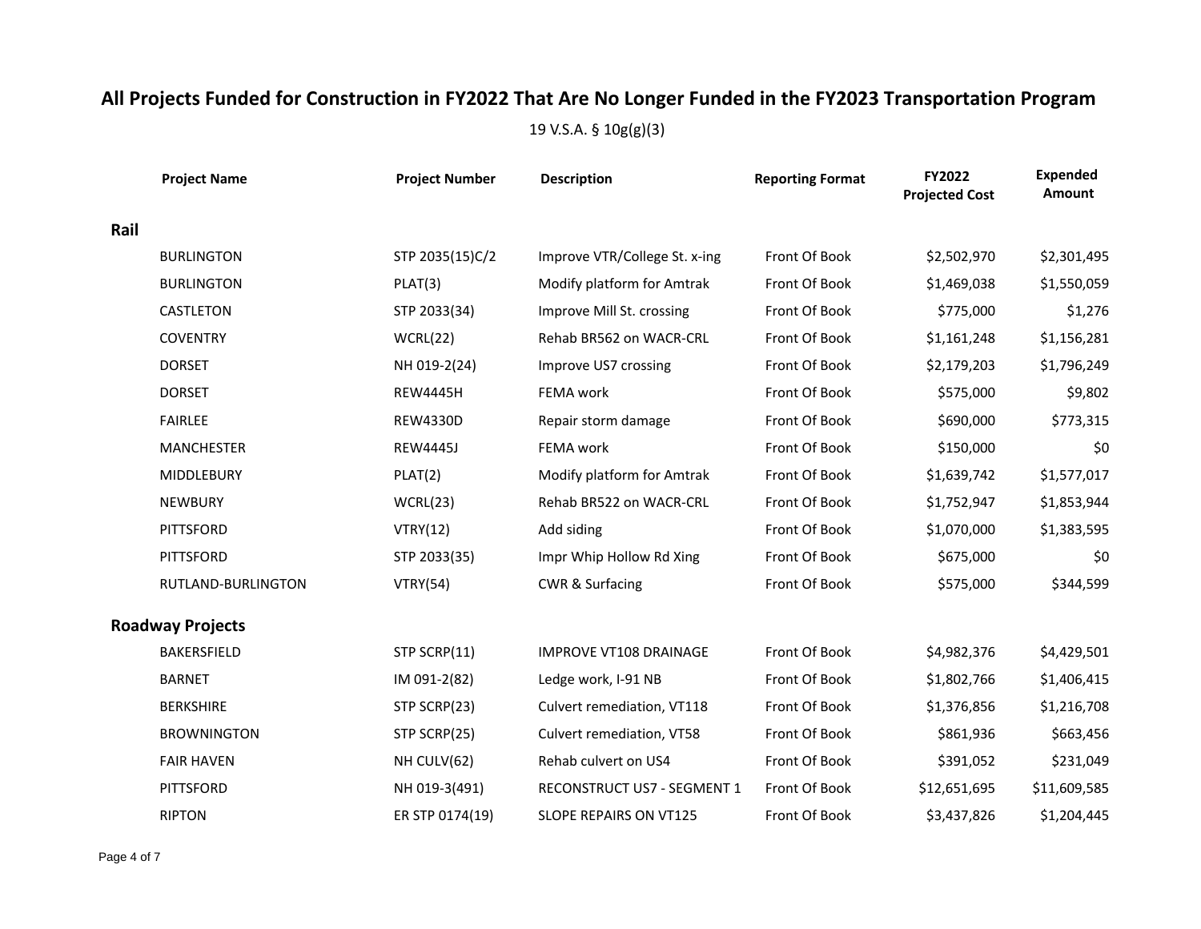# All Projects Funded for Construction in FY2022 That Are No Longer Funded in the FY2023 Transportation Program

19 V.S.A. § 10g(g)(3)

| Project Name | Project Number | Description | Reporting Format | FY2022 Projected Cost | Expended Amount |
|---|---|---|---|---|---|
| **Rail** | | | | | |
| BURLINGTON | STP 2035(15)C/2 | Improve VTR/College St. x-ing | Front Of Book | $2,502,970 | $2,301,495 |
| BURLINGTON | PLAT(3) | Modify platform for Amtrak | Front Of Book | $1,469,038 | $1,550,059 |
| CASTLETON | STP 2033(34) | Improve Mill St. crossing | Front Of Book | $775,000 | $1,276 |
| COVENTRY | WCRL(22) | Rehab BR562 on WACR-CRL | Front Of Book | $1,161,248 | $1,156,281 |
| DORSET | NH 019-2(24) | Improve US7 crossing | Front Of Book | $2,179,203 | $1,796,249 |
| DORSET | REW4445H | FEMA work | Front Of Book | $575,000 | $9,802 |
| FAIRLEE | REW4330D | Repair storm damage | Front Of Book | $690,000 | $773,315 |
| MANCHESTER | REW4445J | FEMA work | Front Of Book | $150,000 | $0 |
| MIDDLEBURY | PLAT(2) | Modify platform for Amtrak | Front Of Book | $1,639,742 | $1,577,017 |
| NEWBURY | WCRL(23) | Rehab BR522 on WACR-CRL | Front Of Book | $1,752,947 | $1,853,944 |
| PITTSFORD | VTRY(12) | Add siding | Front Of Book | $1,070,000 | $1,383,595 |
| PITTSFORD | STP 2033(35) | Impr Whip Hollow Rd Xing | Front Of Book | $675,000 | $0 |
| RUTLAND-BURLINGTON | VTRY(54) | CWR & Surfacing | Front Of Book | $575,000 | $344,599 |
| **Roadway Projects** | | | | | |
| BAKERSFIELD | STP SCRP(11) | IMPROVE VT108 DRAINAGE | Front Of Book | $4,982,376 | $4,429,501 |
| BARNET | IM 091-2(82) | Ledge work, I-91 NB | Front Of Book | $1,802,766 | $1,406,415 |
| BERKSHIRE | STP SCRP(23) | Culvert remediation, VT118 | Front Of Book | $1,376,856 | $1,216,708 |
| BROWNINGTON | STP SCRP(25) | Culvert remediation, VT58 | Front Of Book | $861,936 | $663,456 |
| FAIR HAVEN | NH CULV(62) | Rehab culvert on US4 | Front Of Book | $391,052 | $231,049 |
| PITTSFORD | NH 019-3(491) | RECONSTRUCT US7 - SEGMENT 1 | Front Of Book | $12,651,695 | $11,609,585 |
| RIPTON | ER STP 0174(19) | SLOPE REPAIRS ON VT125 | Front Of Book | $3,437,826 | $1,204,445 |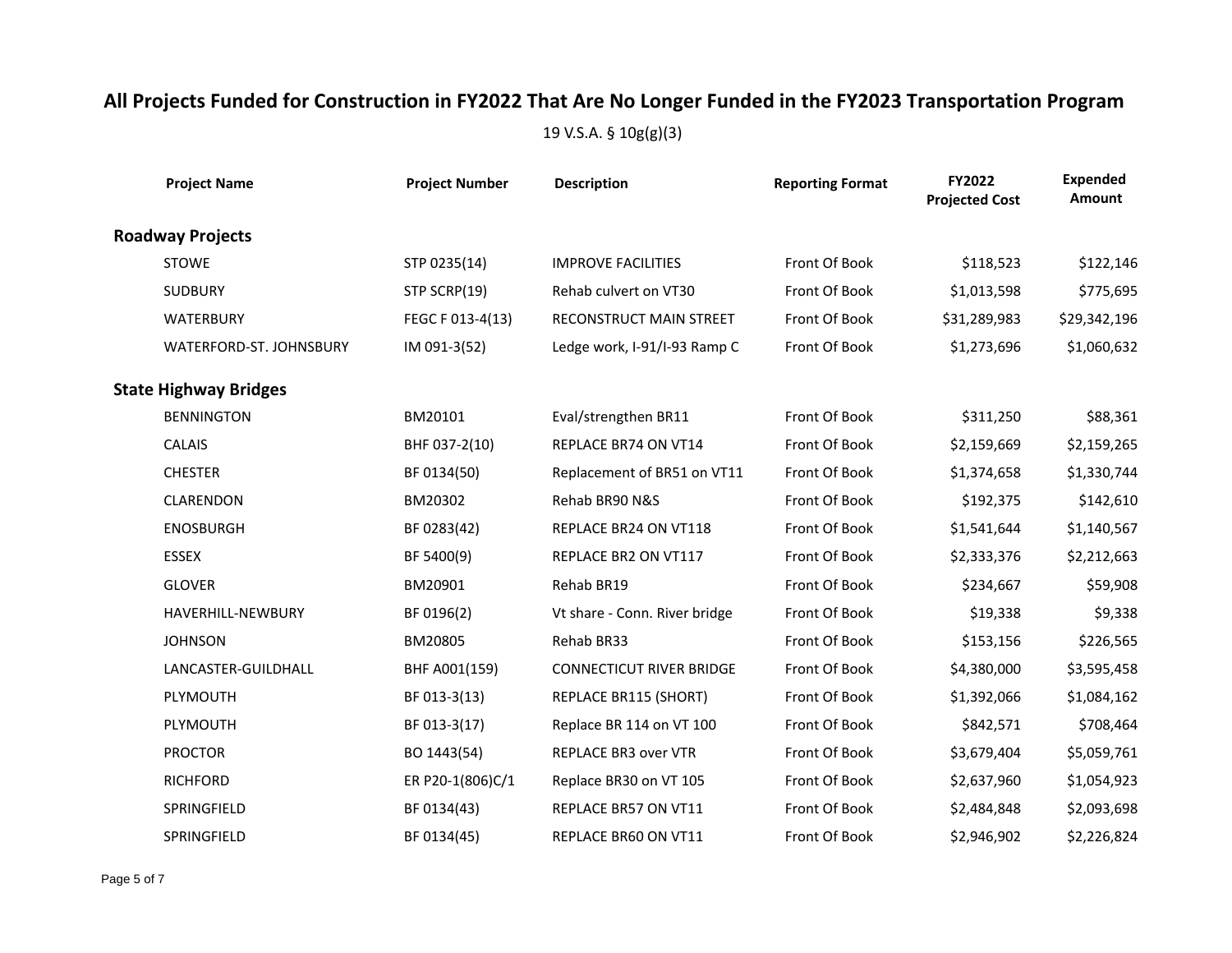# All Projects Funded for Construction in FY2022 That Are No Longer Funded in the FY2023 Transportation Program

19 V.S.A. § 10g(g)(3)

| Project Name | Project Number | Description | Reporting Format | FY2022 Projected Cost | Expended Amount |
|---|---|---|---|---|---|
| **Roadway Projects** | | | | | |
| STOWE | STP 0235(14) | IMPROVE FACILITIES | Front Of Book | $118,523 | $122,146 |
| SUDBURY | STP SCRP(19) | Rehab culvert on VT30 | Front Of Book | $1,013,598 | $775,695 |
| WATERBURY | FEGC F 013-4(13) | RECONSTRUCT MAIN STREET | Front Of Book | $31,289,983 | $29,342,196 |
| WATERFORD-ST. JOHNSBURY | IM 091-3(52) | Ledge work, I-91/I-93 Ramp C | Front Of Book | $1,273,696 | $1,060,632 |
| **State Highway Bridges** | | | | | |
| BENNINGTON | BM20101 | Eval/strengthen BR11 | Front Of Book | $311,250 | $88,361 |
| CALAIS | BHF 037-2(10) | REPLACE BR74 ON VT14 | Front Of Book | $2,159,669 | $2,159,265 |
| CHESTER | BF 0134(50) | Replacement of BR51 on VT11 | Front Of Book | $1,374,658 | $1,330,744 |
| CLARENDON | BM20302 | Rehab BR90 N&S | Front Of Book | $192,375 | $142,610 |
| ENOSBURGH | BF 0283(42) | REPLACE BR24 ON VT118 | Front Of Book | $1,541,644 | $1,140,567 |
| ESSEX | BF 5400(9) | REPLACE BR2 ON VT117 | Front Of Book | $2,333,376 | $2,212,663 |
| GLOVER | BM20901 | Rehab BR19 | Front Of Book | $234,667 | $59,908 |
| HAVERHILL-NEWBURY | BF 0196(2) | Vt share - Conn. River bridge | Front Of Book | $19,338 | $9,338 |
| JOHNSON | BM20805 | Rehab BR33 | Front Of Book | $153,156 | $226,565 |
| LANCASTER-GUILDHALL | BHF A001(159) | CONNECTICUT RIVER BRIDGE | Front Of Book | $4,380,000 | $3,595,458 |
| PLYMOUTH | BF 013-3(13) | REPLACE BR115 (SHORT) | Front Of Book | $1,392,066 | $1,084,162 |
| PLYMOUTH | BF 013-3(17) | Replace BR 114 on VT 100 | Front Of Book | $842,571 | $708,464 |
| PROCTOR | BO 1443(54) | REPLACE BR3 over VTR | Front Of Book | $3,679,404 | $5,059,761 |
| RICHFORD | ER P20-1(806)C/1 | Replace BR30 on VT 105 | Front Of Book | $2,637,960 | $1,054,923 |
| SPRINGFIELD | BF 0134(43) | REPLACE BR57 ON VT11 | Front Of Book | $2,484,848 | $2,093,698 |
| SPRINGFIELD | BF 0134(45) | REPLACE BR60 ON VT11 | Front Of Book | $2,946,902 | $2,226,824 |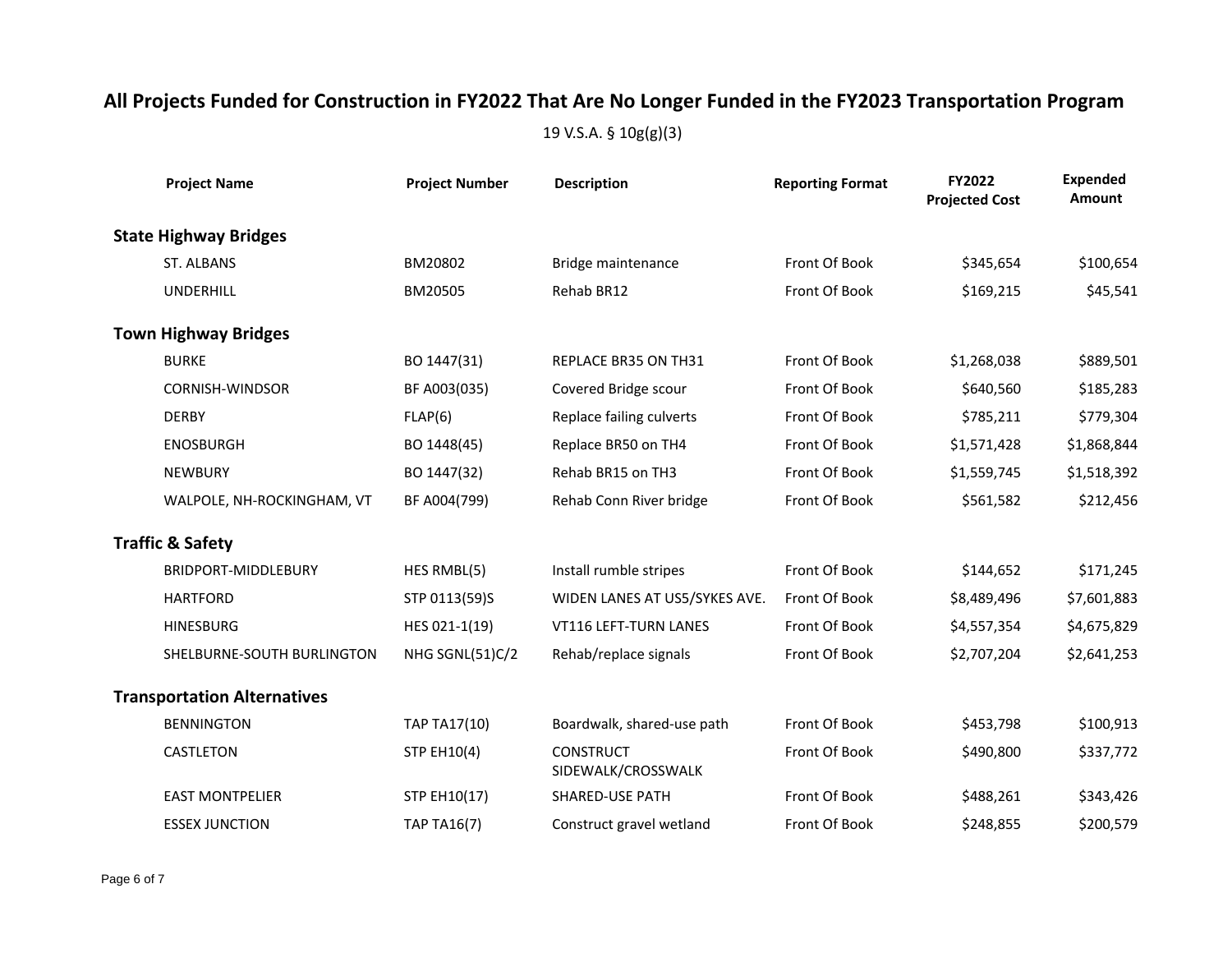# All Projects Funded for Construction in FY2022 That Are No Longer Funded in the FY2023 Transportation Program

19 V.S.A. § 10g(g)(3)

| Project Name | Project Number | Description | Reporting Format | FY2022 Projected Cost | Expended Amount |
|---|---|---|---|---|---|
| **State Highway Bridges** | | | | | |
| ST. ALBANS | BM20802 | Bridge maintenance | Front Of Book | $345,654 | $100,654 |
| UNDERHILL | BM20505 | Rehab BR12 | Front Of Book | $169,215 | $45,541 |
| **Town Highway Bridges** | | | | | |
| BURKE | BO 1447(31) | REPLACE BR35 ON TH31 | Front Of Book | $1,268,038 | $889,501 |
| CORNISH-WINDSOR | BF A003(035) | Covered Bridge scour | Front Of Book | $640,560 | $185,283 |
| DERBY | FLAP(6) | Replace failing culverts | Front Of Book | $785,211 | $779,304 |
| ENOSBURGH | BO 1448(45) | Replace BR50 on TH4 | Front Of Book | $1,571,428 | $1,868,844 |
| NEWBURY | BO 1447(32) | Rehab BR15 on TH3 | Front Of Book | $1,559,745 | $1,518,392 |
| WALPOLE, NH-ROCKINGHAM, VT | BF A004(799) | Rehab Conn River bridge | Front Of Book | $561,582 | $212,456 |
| **Traffic & Safety** | | | | | |
| BRIDPORT-MIDDLEBURY | HES RMBL(5) | Install rumble stripes | Front Of Book | $144,652 | $171,245 |
| HARTFORD | STP 0113(59)S | WIDEN LANES AT US5/SYKES AVE. | Front Of Book | $8,489,496 | $7,601,883 |
| HINESBURG | HES 021-1(19) | VT116 LEFT-TURN LANES | Front Of Book | $4,557,354 | $4,675,829 |
| SHELBURNE-SOUTH BURLINGTON | NHG SGNL(51)C/2 | Rehab/replace signals | Front Of Book | $2,707,204 | $2,641,253 |
| **Transportation Alternatives** | | | | | |
| BENNINGTON | TAP TA17(10) | Boardwalk, shared-use path | Front Of Book | $453,798 | $100,913 |
| CASTLETON | STP EH10(4) | CONSTRUCT SIDEWALK/CROSSWALK | Front Of Book | $490,800 | $337,772 |
| EAST MONTPELIER | STP EH10(17) | SHARED-USE PATH | Front Of Book | $488,261 | $343,426 |
| ESSEX JUNCTION | TAP TA16(7) | Construct gravel wetland | Front Of Book | $248,855 | $200,579 |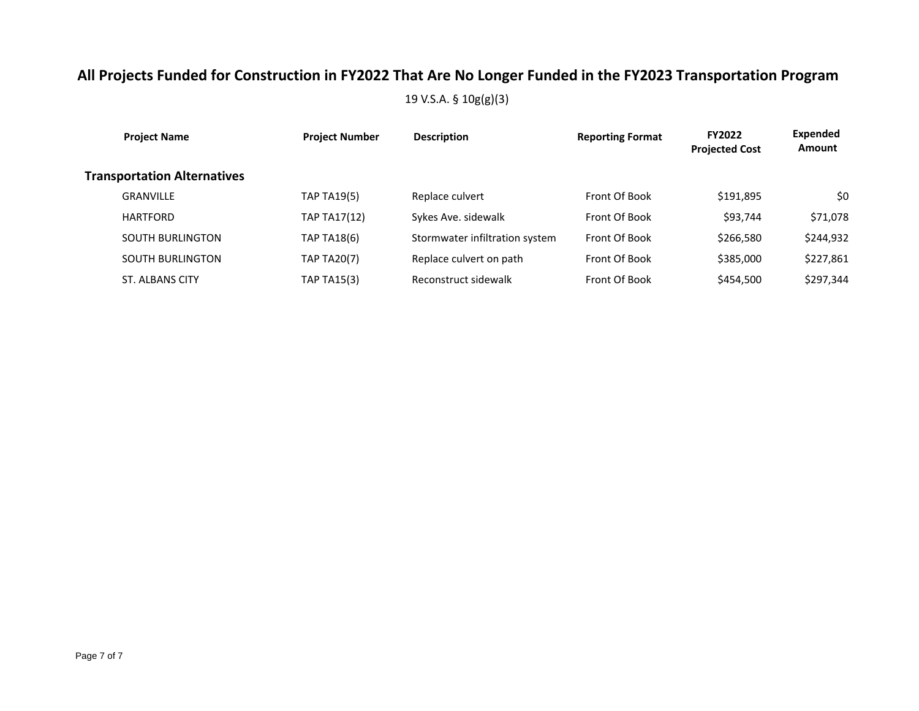# All Projects Funded for Construction in FY2022 That Are No Longer Funded in the FY2023 Transportation Program

19 V.S.A. § 10g(g)(3)

| Project Name | Project Number | Description | Reporting Format | FY2022 Projected Cost | Expended Amount |
|---|---|---|---|---|---|
| **Transportation Alternatives** | | | | | |
| GRANVILLE | TAP TA19(5) | Replace culvert | Front Of Book | $191,895 | $0 |
| HARTFORD | TAP TA17(12) | Sykes Ave. sidewalk | Front Of Book | $93,744 | $71,078 |
| SOUTH BURLINGTON | TAP TA18(6) | Stormwater infiltration system | Front Of Book | $266,580 | $244,932 |
| SOUTH BURLINGTON | TAP TA20(7) | Replace culvert on path | Front Of Book | $385,000 | $227,861 |
| ST. ALBANS CITY | TAP TA15(3) | Reconstruct sidewalk | Front Of Book | $454,500 | $297,344 |